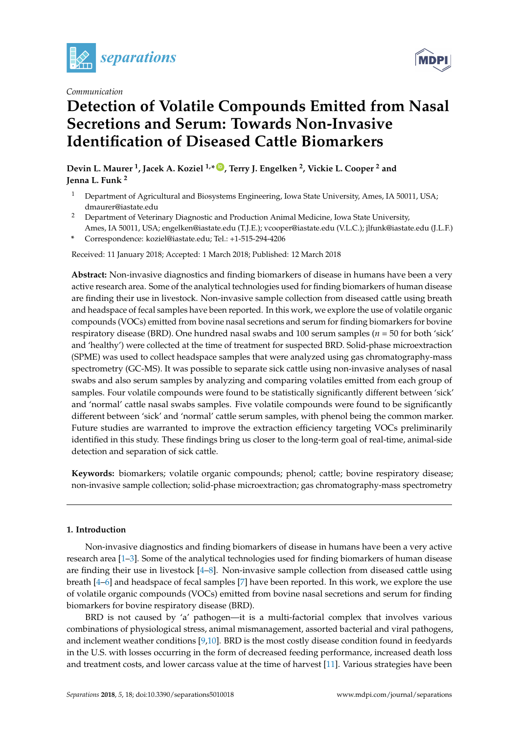*Communication*

# Detection of Volatile Compounds Emitted from Nasal Secretions and Serum: Towards Non-Invasive Identification of Diseased Cattle Biomarkers

**Devin L. Maurer [1], Jacek A. Koziel [1,*], Terry J. Engelken [2], Vickie L. Cooper [2] and Jenna L. Funk [2]**

[1] Department of Agricultural and Biosystems Engineering, Iowa State University, Ames, IA 50011, USA; dmaurer@iastate.edu

[2] Department of Veterinary Diagnostic and Production Animal Medicine, Iowa State University, Ames, IA 50011, USA; engelken@iastate.edu (T.J.E.); vcooper@iastate.edu (V.L.C.); jlfunk@iastate.edu (J.L.F.)

[*] Correspondence: koziel@iastate.edu; Tel.: +1-515-294-4206

Received: 11 January 2018; Accepted: 1 March 2018; Published: 12 March 2018

**Abstract:** Non-invasive diagnostics and finding biomarkers of disease in humans have been a very active research area. Some of the analytical technologies used for finding biomarkers of human disease are finding their use in livestock. Non-invasive sample collection from diseased cattle using breath and headspace of fecal samples have been reported. In this work, we explore the use of volatile organic compounds (VOCs) emitted from bovine nasal secretions and serum for finding biomarkers for bovine respiratory disease (BRD). One hundred nasal swabs and 100 serum samples ($n$ = 50 for both 'sick' and 'healthy') were collected at the time of treatment for suspected BRD. Solid-phase microextraction (SPME) was used to collect headspace samples that were analyzed using gas chromatography-mass spectrometry (GC-MS). It was possible to separate sick cattle using non-invasive analyses of nasal swabs and also serum samples by analyzing and comparing volatiles emitted from each group of samples. Four volatile compounds were found to be statistically significantly different between 'sick' and 'normal' cattle nasal swabs samples. Five volatile compounds were found to be significantly different between 'sick' and 'normal' cattle serum samples, with phenol being the common marker. Future studies are warranted to improve the extraction efficiency targeting VOCs preliminarily identified in this study. These findings bring us closer to the long-term goal of real-time, animal-side detection and separation of sick cattle.

**Keywords:** biomarkers; volatile organic compounds; phenol; cattle; bovine respiratory disease; non-invasive sample collection; solid-phase microextraction; gas chromatography-mass spectrometry

## 1. Introduction

Non-invasive diagnostics and finding biomarkers of disease in humans have been a very active research area [1–3]. Some of the analytical technologies used for finding biomarkers of human disease are finding their use in livestock [4–8]. Non-invasive sample collection from diseased cattle using breath [4–6] and headspace of fecal samples [7] have been reported. In this work, we explore the use of volatile organic compounds (VOCs) emitted from bovine nasal secretions and serum for finding biomarkers for bovine respiratory disease (BRD).

BRD is not caused by 'a' pathogen—it is a multi-factorial complex that involves various combinations of physiological stress, animal mismanagement, assorted bacterial and viral pathogens, and inclement weather conditions [9,10]. BRD is the most costly disease condition found in feedyards in the U.S. with losses occurring in the form of decreased feeding performance, increased death loss and treatment costs, and lower carcass value at the time of harvest [11]. Various strategies have been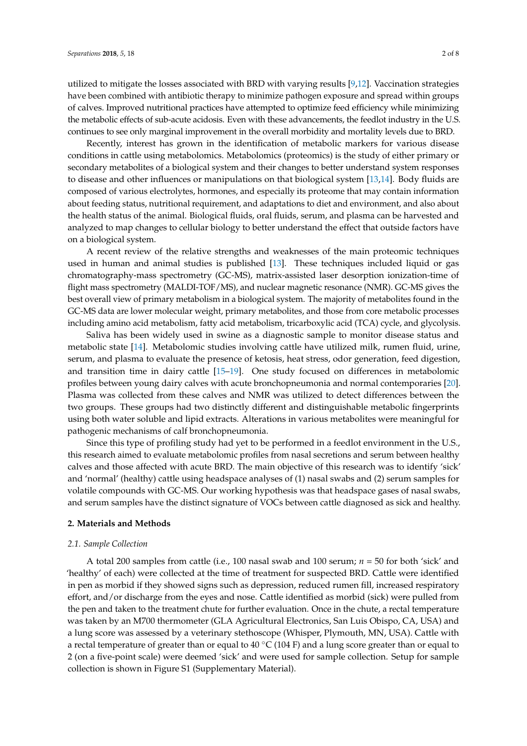utilized to mitigate the losses associated with BRD with varying results [9,12]. Vaccination strategies have been combined with antibiotic therapy to minimize pathogen exposure and spread within groups of calves. Improved nutritional practices have attempted to optimize feed efficiency while minimizing the metabolic effects of sub-acute acidosis. Even with these advancements, the feedlot industry in the U.S. continues to see only marginal improvement in the overall morbidity and mortality levels due to BRD.

Recently, interest has grown in the identification of metabolic markers for various disease conditions in cattle using metabolomics. Metabolomics (proteomics) is the study of either primary or secondary metabolites of a biological system and their changes to better understand system responses to disease and other influences or manipulations on that biological system [13,14]. Body fluids are composed of various electrolytes, hormones, and especially its proteome that may contain information about feeding status, nutritional requirement, and adaptations to diet and environment, and also about the health status of the animal. Biological fluids, oral fluids, serum, and plasma can be harvested and analyzed to map changes to cellular biology to better understand the effect that outside factors have on a biological system.

A recent review of the relative strengths and weaknesses of the main proteomic techniques used in human and animal studies is published [13]. These techniques included liquid or gas chromatography-mass spectrometry (GC-MS), matrix-assisted laser desorption ionization-time of flight mass spectrometry (MALDI-TOF/MS), and nuclear magnetic resonance (NMR). GC-MS gives the best overall view of primary metabolism in a biological system. The majority of metabolites found in the GC-MS data are lower molecular weight, primary metabolites, and those from core metabolic processes including amino acid metabolism, fatty acid metabolism, tricarboxylic acid (TCA) cycle, and glycolysis.

Saliva has been widely used in swine as a diagnostic sample to monitor disease status and metabolic state [14]. Metabolomic studies involving cattle have utilized milk, rumen fluid, urine, serum, and plasma to evaluate the presence of ketosis, heat stress, odor generation, feed digestion, and transition time in dairy cattle [15–19]. One study focused on differences in metabolomic profiles between young dairy calves with acute bronchopneumonia and normal contemporaries [20]. Plasma was collected from these calves and NMR was utilized to detect differences between the two groups. These groups had two distinctly different and distinguishable metabolic fingerprints using both water soluble and lipid extracts. Alterations in various metabolites were meaningful for pathogenic mechanisms of calf bronchopneumonia.

Since this type of profiling study had yet to be performed in a feedlot environment in the U.S., this research aimed to evaluate metabolomic profiles from nasal secretions and serum between healthy calves and those affected with acute BRD. The main objective of this research was to identify 'sick' and 'normal' (healthy) cattle using headspace analyses of (1) nasal swabs and (2) serum samples for volatile compounds with GC-MS. Our working hypothesis was that headspace gases of nasal swabs, and serum samples have the distinct signature of VOCs between cattle diagnosed as sick and healthy.

## 2. Materials and Methods

### 2.1. Sample Collection

A total 200 samples from cattle (i.e., 100 nasal swab and 100 serum; $n = 50$ for both 'sick' and 'healthy' of each) were collected at the time of treatment for suspected BRD. Cattle were identified in pen as morbid if they showed signs such as depression, reduced rumen fill, increased respiratory effort, and/or discharge from the eyes and nose. Cattle identified as morbid (sick) were pulled from the pen and taken to the treatment chute for further evaluation. Once in the chute, a rectal temperature was taken by an M700 thermometer (GLA Agricultural Electronics, San Luis Obispo, CA, USA) and a lung score was assessed by a veterinary stethoscope (Whisper, Plymouth, MN, USA). Cattle with a rectal temperature of greater than or equal to 40 °C (104 F) and a lung score greater than or equal to 2 (on a five-point scale) were deemed 'sick' and were used for sample collection. Setup for sample collection is shown in Figure S1 (Supplementary Material).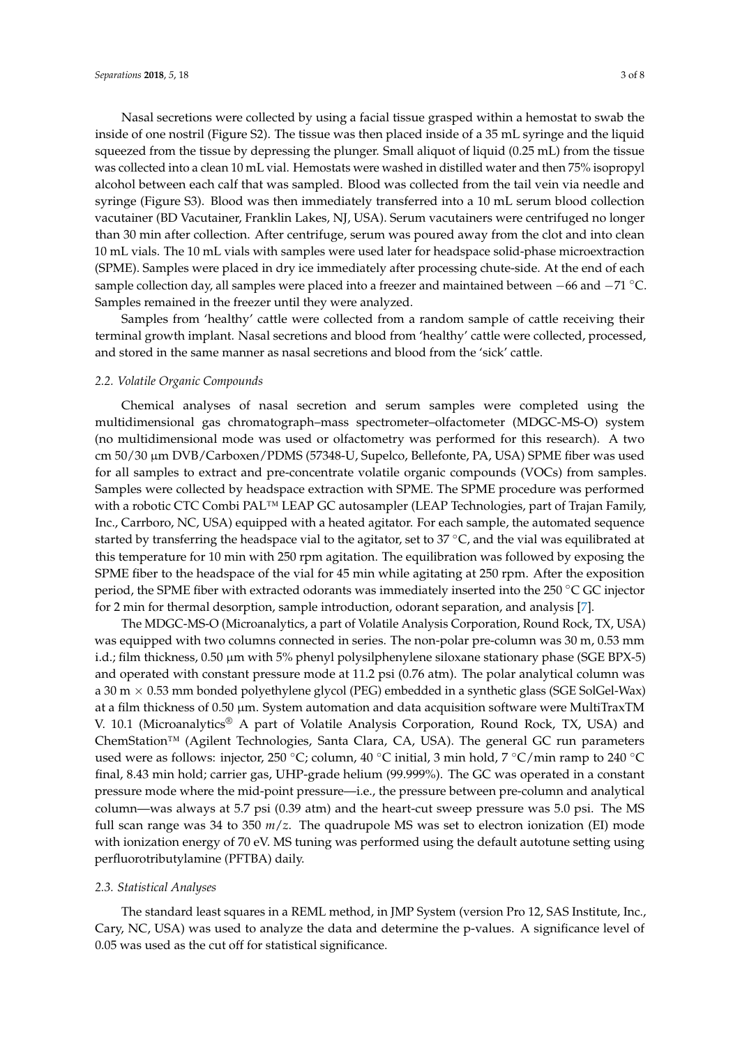Nasal secretions were collected by using a facial tissue grasped within a hemostat to swab the inside of one nostril (Figure S2). The tissue was then placed inside of a 35 mL syringe and the liquid squeezed from the tissue by depressing the plunger. Small aliquot of liquid (0.25 mL) from the tissue was collected into a clean 10 mL vial. Hemostats were washed in distilled water and then 75% isopropyl alcohol between each calf that was sampled. Blood was collected from the tail vein via needle and syringe (Figure S3). Blood was then immediately transferred into a 10 mL serum blood collection vacutainer (BD Vacutainer, Franklin Lakes, NJ, USA). Serum vacutainers were centrifuged no longer than 30 min after collection. After centrifuge, serum was poured away from the clot and into clean 10 mL vials. The 10 mL vials with samples were used later for headspace solid-phase microextraction (SPME). Samples were placed in dry ice immediately after processing chute-side. At the end of each sample collection day, all samples were placed into a freezer and maintained between −66 and −71 °C. Samples remained in the freezer until they were analyzed.

Samples from 'healthy' cattle were collected from a random sample of cattle receiving their terminal growth implant. Nasal secretions and blood from 'healthy' cattle were collected, processed, and stored in the same manner as nasal secretions and blood from the 'sick' cattle.

### 2.2. Volatile Organic Compounds

Chemical analyses of nasal secretion and serum samples were completed using the multidimensional gas chromatograph–mass spectrometer–olfactometer (MDGC-MS-O) system (no multidimensional mode was used or olfactometry was performed for this research). A two cm 50/30 μm DVB/Carboxen/PDMS (57348-U, Supelco, Bellefonte, PA, USA) SPME fiber was used for all samples to extract and pre-concentrate volatile organic compounds (VOCs) from samples. Samples were collected by headspace extraction with SPME. The SPME procedure was performed with a robotic CTC Combi PAL™ LEAP GC autosampler (LEAP Technologies, part of Trajan Family, Inc., Carrboro, NC, USA) equipped with a heated agitator. For each sample, the automated sequence started by transferring the headspace vial to the agitator, set to 37 °C, and the vial was equilibrated at this temperature for 10 min with 250 rpm agitation. The equilibration was followed by exposing the SPME fiber to the headspace of the vial for 45 min while agitating at 250 rpm. After the exposition period, the SPME fiber with extracted odorants was immediately inserted into the 250 °C GC injector for 2 min for thermal desorption, sample introduction, odorant separation, and analysis [7].

The MDGC-MS-O (Microanalytics, a part of Volatile Analysis Corporation, Round Rock, TX, USA) was equipped with two columns connected in series. The non-polar pre-column was 30 m, 0.53 mm i.d.; film thickness, 0.50 μm with 5% phenyl polysilphenylene siloxane stationary phase (SGE BPX-5) and operated with constant pressure mode at 11.2 psi (0.76 atm). The polar analytical column was a 30 m × 0.53 mm bonded polyethylene glycol (PEG) embedded in a synthetic glass (SGE SolGel-Wax) at a film thickness of 0.50 μm. System automation and data acquisition software were MultiTraxTM V. 10.1 (Microanalytics® A part of Volatile Analysis Corporation, Round Rock, TX, USA) and ChemStation™ (Agilent Technologies, Santa Clara, CA, USA). The general GC run parameters used were as follows: injector, 250 °C; column, 40 °C initial, 3 min hold, 7 °C/min ramp to 240 °C final, 8.43 min hold; carrier gas, UHP-grade helium (99.999%). The GC was operated in a constant pressure mode where the mid-point pressure—i.e., the pressure between pre-column and analytical column—was always at 5.7 psi (0.39 atm) and the heart-cut sweep pressure was 5.0 psi. The MS full scan range was 34 to 350 $m/z$. The quadrupole MS was set to electron ionization (EI) mode with ionization energy of 70 eV. MS tuning was performed using the default autotune setting using perfluorotributylamine (PFTBA) daily.

### 2.3. Statistical Analyses

The standard least squares in a REML method, in JMP System (version Pro 12, SAS Institute, Inc., Cary, NC, USA) was used to analyze the data and determine the p-values. A significance level of 0.05 was used as the cut off for statistical significance.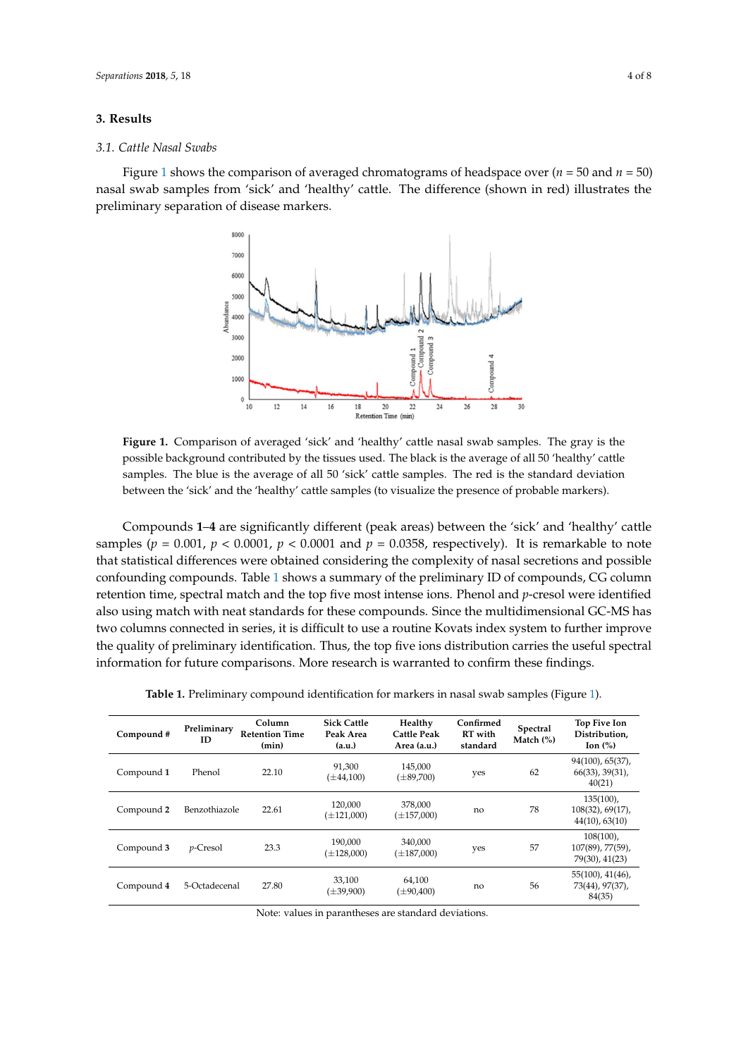## 3. Results

### 3.1. Cattle Nasal Swabs

Figure 1 shows the comparison of averaged chromatograms of headspace over ($n$ = 50 and $n$ = 50) nasal swab samples from 'sick' and 'healthy' cattle. The difference (shown in red) illustrates the preliminary separation of disease markers.

**Figure 1.** Comparison of averaged 'sick' and 'healthy' cattle nasal swab samples. The gray is the possible background contributed by the tissues used. The black is the average of all 50 'healthy' cattle samples. The blue is the average of all 50 'sick' cattle samples. The red is the standard deviation between the 'sick' and the 'healthy' cattle samples (to visualize the presence of probable markers).

Compounds **1**–**4** are significantly different (peak areas) between the 'sick' and 'healthy' cattle samples ($p$ = 0.001, $p < 0.0001$, $p < 0.0001$ and $p$ = 0.0358, respectively). It is remarkable to note that statistical differences were obtained considering the complexity of nasal secretions and possible confounding compounds. Table 1 shows a summary of the preliminary ID of compounds, CG column retention time, spectral match and the top five most intense ions. Phenol and *p*-cresol were identified also using match with neat standards for these compounds. Since the multidimensional GC-MS has two columns connected in series, it is difficult to use a routine Kovats index system to further improve the quality of preliminary identification. Thus, the top five ions distribution carries the useful spectral information for future comparisons. More research is warranted to confirm these findings.

**Table 1.** Preliminary compound identification for markers in nasal swab samples (Figure 1).

| Compound # | Preliminary ID | Column Retention Time (min) | Sick Cattle Peak Area (a.u.) | Healthy Cattle Peak Area (a.u.) | Confirmed RT with standard | Spectral Match (%) | Top Five Ion Distribution, Ion (%) |
|---|---|---|---|---|---|---|---|
| Compound **1** | Phenol | 22.10 | 91,300 (±44,100) | 145,000 (±89,700) | yes | 62 | 94(100), 65(37), 66(33), 39(31), 40(21) |
| Compound **2** | Benzothiazole | 22.61 | 120,000 (±121,000) | 378,000 (±157,000) | no | 78 | 135(100), 108(32), 69(17), 44(10), 63(10) |
| Compound **3** | *p*-Cresol | 23.3 | 190,000 (±128,000) | 340,000 (±187,000) | yes | 57 | 108(100), 107(89), 77(59), 79(30), 41(23) |
| Compound **4** | 5-Octadecenal | 27.80 | 33,100 (±39,900) | 64,100 (±90,400) | no | 56 | 55(100), 41(46), 73(44), 97(37), 84(35) |

Note: values in parantheses are standard deviations.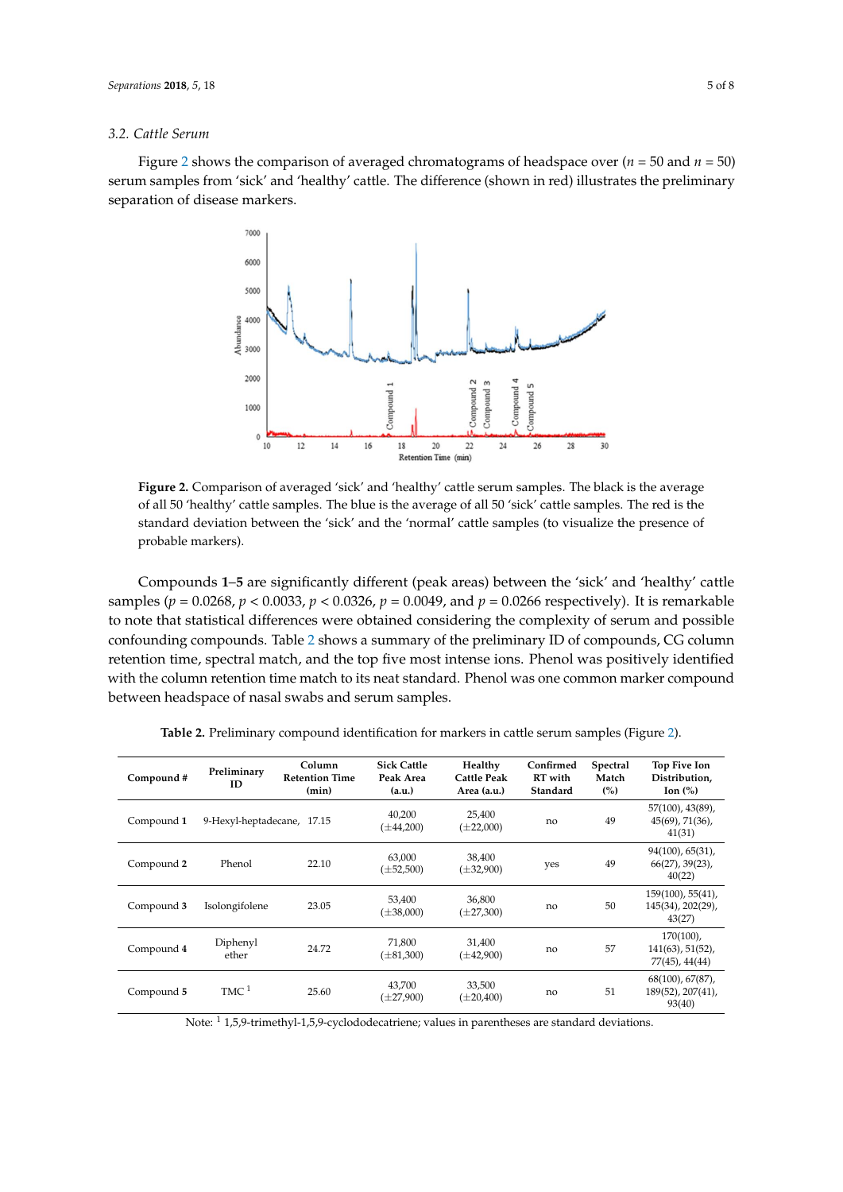### 3.2. Cattle Serum

Figure 2 shows the comparison of averaged chromatograms of headspace over ($n = 50$ and $n = 50$) serum samples from 'sick' and 'healthy' cattle. The difference (shown in red) illustrates the preliminary separation of disease markers.

**Figure 2.** Comparison of averaged 'sick' and 'healthy' cattle serum samples. The black is the average of all 50 'healthy' cattle samples. The blue is the average of all 50 'sick' cattle samples. The red is the standard deviation between the 'sick' and the 'normal' cattle samples (to visualize the presence of probable markers).

Compounds **1**–**5** are significantly different (peak areas) between the 'sick' and 'healthy' cattle samples ($p = 0.0268$, $p < 0.0033$, $p < 0.0326$, $p = 0.0049$, and $p = 0.0266$ respectively). It is remarkable to note that statistical differences were obtained considering the complexity of serum and possible confounding compounds. Table 2 shows a summary of the preliminary ID of compounds, CG column retention time, spectral match, and the top five most intense ions. Phenol was positively identified with the column retention time match to its neat standard. Phenol was one common marker compound between headspace of nasal swabs and serum samples.

**Table 2.** Preliminary compound identification for markers in cattle serum samples (Figure 2).

| Compound # | Preliminary ID | Column Retention Time (min) | Sick Cattle Peak Area (a.u.) | Healthy Cattle Peak Area (a.u.) | Confirmed RT with Standard | Spectral Match (%) | Top Five Ion Distribution, Ion (%) |
|---|---|---|---|---|---|---|---|
| Compound **1** | 9-Hexyl-heptadecane, | 17.15 | 40,200 (±44,200) | 25,400 (±22,000) | no | 49 | 57(100), 43(89), 45(69), 71(36), 41(31) |
| Compound **2** | Phenol | 22.10 | 63,000 (±52,500) | 38,400 (±32,900) | yes | 49 | 94(100), 65(31), 66(27), 39(23), 40(22) |
| Compound **3** | Isolongifolene | 23.05 | 53,400 (±38,000) | 36,800 (±27,300) | no | 50 | 159(100), 55(41), 145(34), 202(29), 43(27) |
| Compound **4** | Diphenyl ether | 24.72 | 71,800 (±81,300) | 31,400 (±42,900) | no | 57 | 170(100), 141(63), 51(52), 77(45), 44(44) |
| Compound **5** | TMC [1] | 25.60 | 43,700 (±27,900) | 33,500 (±20,400) | no | 51 | 68(100), 67(87), 189(52), 207(41), 93(40) |

Note: [1] 1,5,9-trimethyl-1,5,9-cyclododecatriene; values in parentheses are standard deviations.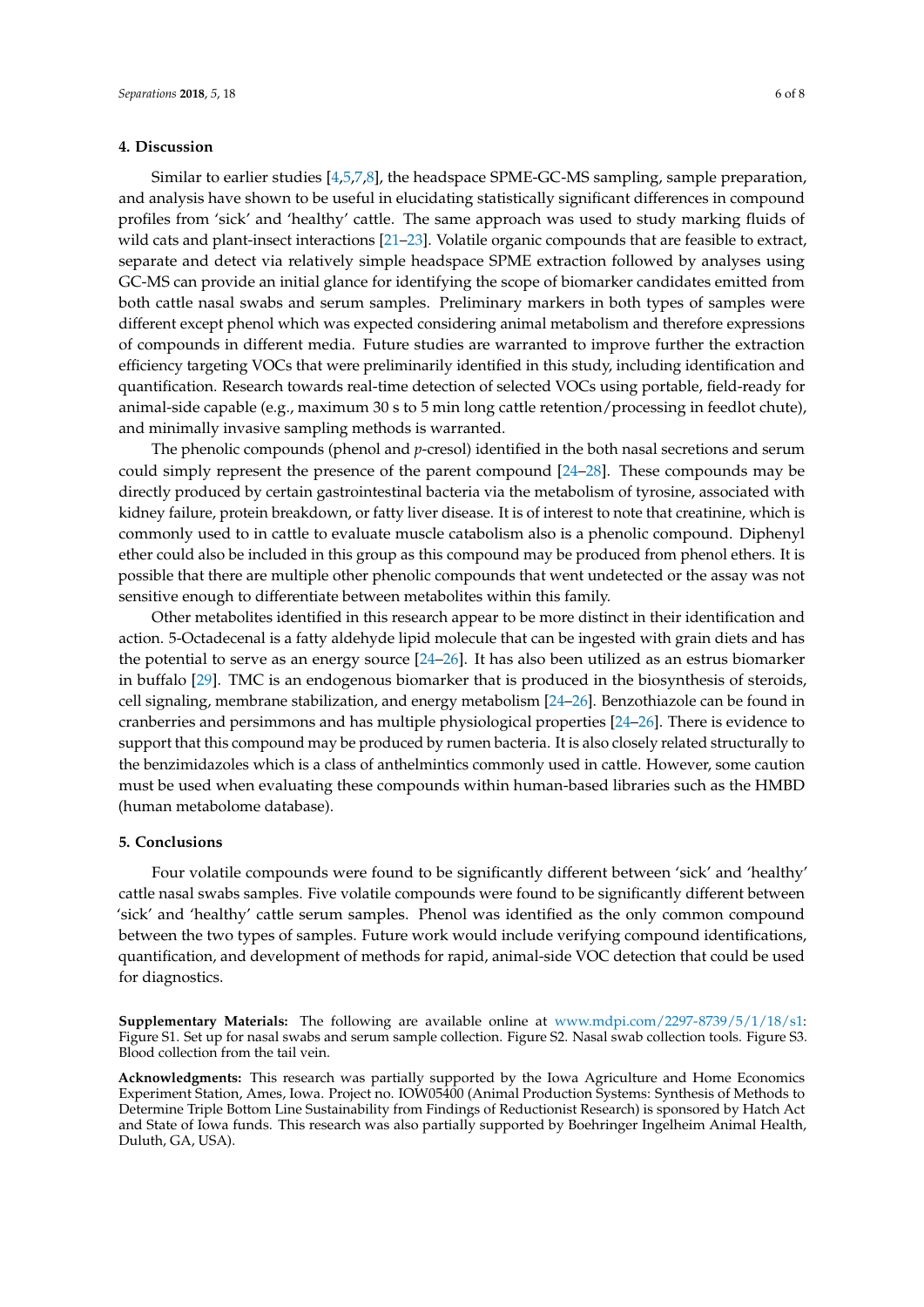## 4. Discussion

Similar to earlier studies [4,5,7,8], the headspace SPME-GC-MS sampling, sample preparation, and analysis have shown to be useful in elucidating statistically significant differences in compound profiles from 'sick' and 'healthy' cattle. The same approach was used to study marking fluids of wild cats and plant-insect interactions [21–23]. Volatile organic compounds that are feasible to extract, separate and detect via relatively simple headspace SPME extraction followed by analyses using GC-MS can provide an initial glance for identifying the scope of biomarker candidates emitted from both cattle nasal swabs and serum samples. Preliminary markers in both types of samples were different except phenol which was expected considering animal metabolism and therefore expressions of compounds in different media. Future studies are warranted to improve further the extraction efficiency targeting VOCs that were preliminarily identified in this study, including identification and quantification. Research towards real-time detection of selected VOCs using portable, field-ready for animal-side capable (e.g., maximum 30 s to 5 min long cattle retention/processing in feedlot chute), and minimally invasive sampling methods is warranted.

The phenolic compounds (phenol and *p*-cresol) identified in the both nasal secretions and serum could simply represent the presence of the parent compound [24–28]. These compounds may be directly produced by certain gastrointestinal bacteria via the metabolism of tyrosine, associated with kidney failure, protein breakdown, or fatty liver disease. It is of interest to note that creatinine, which is commonly used to in cattle to evaluate muscle catabolism also is a phenolic compound. Diphenyl ether could also be included in this group as this compound may be produced from phenol ethers. It is possible that there are multiple other phenolic compounds that went undetected or the assay was not sensitive enough to differentiate between metabolites within this family.

Other metabolites identified in this research appear to be more distinct in their identification and action. 5-Octadecenal is a fatty aldehyde lipid molecule that can be ingested with grain diets and has the potential to serve as an energy source [24–26]. It has also been utilized as an estrus biomarker in buffalo [29]. TMC is an endogenous biomarker that is produced in the biosynthesis of steroids, cell signaling, membrane stabilization, and energy metabolism [24–26]. Benzothiazole can be found in cranberries and persimmons and has multiple physiological properties [24–26]. There is evidence to support that this compound may be produced by rumen bacteria. It is also closely related structurally to the benzimidazoles which is a class of anthelmintics commonly used in cattle. However, some caution must be used when evaluating these compounds within human-based libraries such as the HMBD (human metabolome database).

## 5. Conclusions

Four volatile compounds were found to be significantly different between 'sick' and 'healthy' cattle nasal swabs samples. Five volatile compounds were found to be significantly different between 'sick' and 'healthy' cattle serum samples. Phenol was identified as the only common compound between the two types of samples. Future work would include verifying compound identifications, quantification, and development of methods for rapid, animal-side VOC detection that could be used for diagnostics.

**Supplementary Materials:** The following are available online at www.mdpi.com/2297-8739/5/1/18/s1: Figure S1. Set up for nasal swabs and serum sample collection. Figure S2. Nasal swab collection tools. Figure S3. Blood collection from the tail vein.

**Acknowledgments:** This research was partially supported by the Iowa Agriculture and Home Economics Experiment Station, Ames, Iowa. Project no. IOW05400 (Animal Production Systems: Synthesis of Methods to Determine Triple Bottom Line Sustainability from Findings of Reductionist Research) is sponsored by Hatch Act and State of Iowa funds. This research was also partially supported by Boehringer Ingelheim Animal Health, Duluth, GA, USA).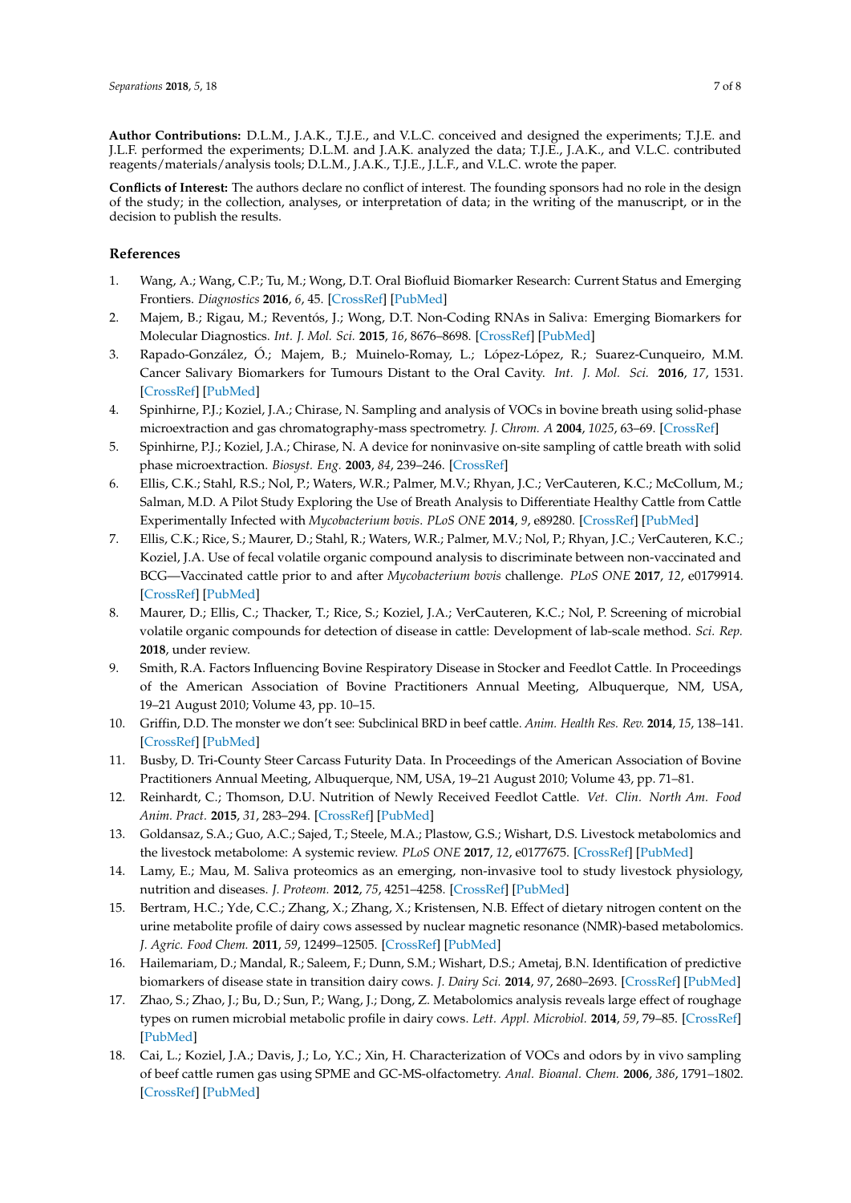**Author Contributions:** D.L.M., J.A.K., T.J.E., and V.L.C. conceived and designed the experiments; T.J.E. and J.L.F. performed the experiments; D.L.M. and J.A.K. analyzed the data; T.J.E., J.A.K., and V.L.C. contributed reagents/materials/analysis tools; D.L.M., J.A.K., T.J.E., J.L.F., and V.L.C. wrote the paper.

**Conflicts of Interest:** The authors declare no conflict of interest. The founding sponsors had no role in the design of the study; in the collection, analyses, or interpretation of data; in the writing of the manuscript, or in the decision to publish the results.

## References

1. Wang, A.; Wang, C.P.; Tu, M.; Wong, D.T. Oral Biofluid Biomarker Research: Current Status and Emerging Frontiers. *Diagnostics* **2016**, *6*, 45. [CrossRef] [PubMed]
2. Majem, B.; Rigau, M.; Reventós, J.; Wong, D.T. Non-Coding RNAs in Saliva: Emerging Biomarkers for Molecular Diagnostics. *Int. J. Mol. Sci.* **2015**, *16*, 8676–8698. [CrossRef] [PubMed]
3. Rapado-González, Ó.; Majem, B.; Muinelo-Romay, L.; López-López, R.; Suarez-Cunqueiro, M.M. Cancer Salivary Biomarkers for Tumours Distant to the Oral Cavity. *Int. J. Mol. Sci.* **2016**, *17*, 1531. [CrossRef] [PubMed]
4. Spinhirne, P.J.; Koziel, J.A.; Chirase, N. Sampling and analysis of VOCs in bovine breath using solid-phase microextraction and gas chromatography-mass spectrometry. *J. Chrom. A* **2004**, *1025*, 63–69. [CrossRef]
5. Spinhirne, P.J.; Koziel, J.A.; Chirase, N. A device for noninvasive on-site sampling of cattle breath with solid phase microextraction. *Biosyst. Eng.* **2003**, *84*, 239–246. [CrossRef]
6. Ellis, C.K.; Stahl, R.S.; Nol, P.; Waters, W.R.; Palmer, M.V.; Rhyan, J.C.; VerCauteren, K.C.; McCollum, M.; Salman, M.D. A Pilot Study Exploring the Use of Breath Analysis to Differentiate Healthy Cattle from Cattle Experimentally Infected with *Mycobacterium bovis*. *PLoS ONE* **2014**, *9*, e89280. [CrossRef] [PubMed]
7. Ellis, C.K.; Rice, S.; Maurer, D.; Stahl, R.; Waters, W.R.; Palmer, M.V.; Nol, P.; Rhyan, J.C.; VerCauteren, K.C.; Koziel, J.A. Use of fecal volatile organic compound analysis to discriminate between non-vaccinated and BCG—Vaccinated cattle prior to and after *Mycobacterium bovis* challenge. *PLoS ONE* **2017**, *12*, e0179914. [CrossRef] [PubMed]
8. Maurer, D.; Ellis, C.; Thacker, T.; Rice, S.; Koziel, J.A.; VerCauteren, K.C.; Nol, P. Screening of microbial volatile organic compounds for detection of disease in cattle: Development of lab-scale method. *Sci. Rep.* **2018**, under review.
9. Smith, R.A. Factors Influencing Bovine Respiratory Disease in Stocker and Feedlot Cattle. In Proceedings of the American Association of Bovine Practitioners Annual Meeting, Albuquerque, NM, USA, 19–21 August 2010; Volume 43, pp. 10–15.
10. Griffin, D.D. The monster we don't see: Subclinical BRD in beef cattle. *Anim. Health Res. Rev.* **2014**, *15*, 138–141. [CrossRef] [PubMed]
11. Busby, D. Tri-County Steer Carcass Futurity Data. In Proceedings of the American Association of Bovine Practitioners Annual Meeting, Albuquerque, NM, USA, 19–21 August 2010; Volume 43, pp. 71–81.
12. Reinhardt, C.; Thomson, D.U. Nutrition of Newly Received Feedlot Cattle. *Vet. Clin. North Am. Food Anim. Pract.* **2015**, *31*, 283–294. [CrossRef] [PubMed]
13. Goldansaz, S.A.; Guo, A.C.; Sajed, T.; Steele, M.A.; Plastow, G.S.; Wishart, D.S. Livestock metabolomics and the livestock metabolome: A systemic review. *PLoS ONE* **2017**, *12*, e0177675. [CrossRef] [PubMed]
14. Lamy, E.; Mau, M. Saliva proteomics as an emerging, non-invasive tool to study livestock physiology, nutrition and diseases. *J. Proteom.* **2012**, *75*, 4251–4258. [CrossRef] [PubMed]
15. Bertram, H.C.; Yde, C.C.; Zhang, X.; Zhang, X.; Kristensen, N.B. Effect of dietary nitrogen content on the urine metabolite profile of dairy cows assessed by nuclear magnetic resonance (NMR)-based metabolomics. *J. Agric. Food Chem.* **2011**, *59*, 12499–12505. [CrossRef] [PubMed]
16. Hailemariam, D.; Mandal, R.; Saleem, F.; Dunn, S.M.; Wishart, D.S.; Ametaj, B.N. Identification of predictive biomarkers of disease state in transition dairy cows. *J. Dairy Sci.* **2014**, *97*, 2680–2693. [CrossRef] [PubMed]
17. Zhao, S.; Zhao, J.; Bu, D.; Sun, P.; Wang, J.; Dong, Z. Metabolomics analysis reveals large effect of roughage types on rumen microbial metabolic profile in dairy cows. *Lett. Appl. Microbiol.* **2014**, *59*, 79–85. [CrossRef] [PubMed]
18. Cai, L.; Koziel, J.A.; Davis, J.; Lo, Y.C.; Xin, H. Characterization of VOCs and odors by in vivo sampling of beef cattle rumen gas using SPME and GC-MS-olfactometry. *Anal. Bioanal. Chem.* **2006**, *386*, 1791–1802. [CrossRef] [PubMed]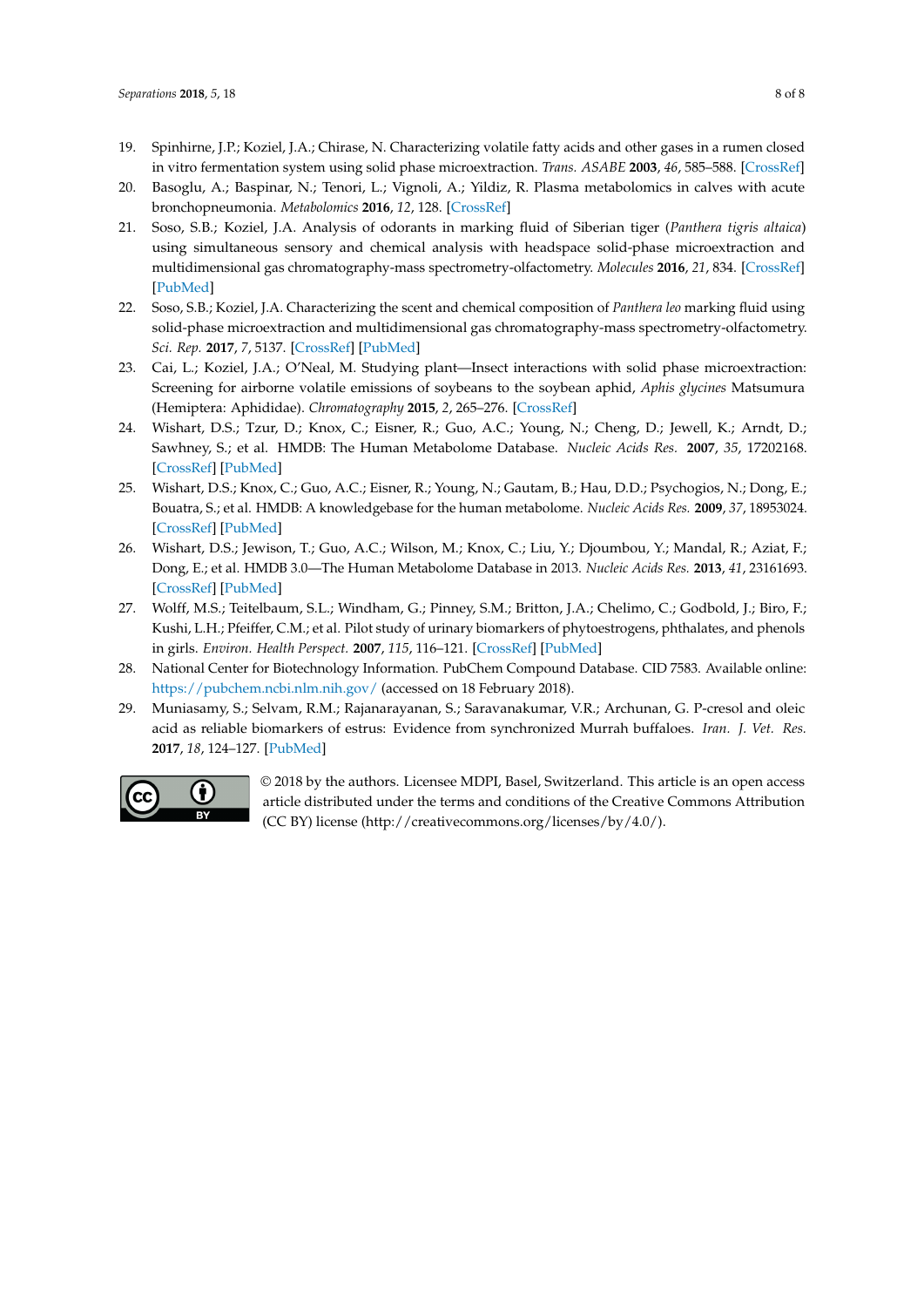19. Spinhirne, J.P.; Koziel, J.A.; Chirase, N. Characterizing volatile fatty acids and other gases in a rumen closed in vitro fermentation system using solid phase microextraction. *Trans. ASABE* **2003**, *46*, 585–588. [CrossRef]
20. Basoglu, A.; Baspinar, N.; Tenori, L.; Vignoli, A.; Yildiz, R. Plasma metabolomics in calves with acute bronchopneumonia. *Metabolomics* **2016**, *12*, 128. [CrossRef]
21. Soso, S.B.; Koziel, J.A. Analysis of odorants in marking fluid of Siberian tiger (*Panthera tigris altaica*) using simultaneous sensory and chemical analysis with headspace solid-phase microextraction and multidimensional gas chromatography-mass spectrometry-olfactometry. *Molecules* **2016**, *21*, 834. [CrossRef] [PubMed]
22. Soso, S.B.; Koziel, J.A. Characterizing the scent and chemical composition of *Panthera leo* marking fluid using solid-phase microextraction and multidimensional gas chromatography-mass spectrometry-olfactometry. *Sci. Rep.* **2017**, *7*, 5137. [CrossRef] [PubMed]
23. Cai, L.; Koziel, J.A.; O'Neal, M. Studying plant—Insect interactions with solid phase microextraction: Screening for airborne volatile emissions of soybeans to the soybean aphid, *Aphis glycines* Matsumura (Hemiptera: Aphididae). *Chromatography* **2015**, *2*, 265–276. [CrossRef]
24. Wishart, D.S.; Tzur, D.; Knox, C.; Eisner, R.; Guo, A.C.; Young, N.; Cheng, D.; Jewell, K.; Arndt, D.; Sawhney, S.; et al. HMDB: The Human Metabolome Database. *Nucleic Acids Res.* **2007**, *35*, 17202168. [CrossRef] [PubMed]
25. Wishart, D.S.; Knox, C.; Guo, A.C.; Eisner, R.; Young, N.; Gautam, B.; Hau, D.D.; Psychogios, N.; Dong, E.; Bouatra, S.; et al. HMDB: A knowledgebase for the human metabolome. *Nucleic Acids Res.* **2009**, *37*, 18953024. [CrossRef] [PubMed]
26. Wishart, D.S.; Jewison, T.; Guo, A.C.; Wilson, M.; Knox, C.; Liu, Y.; Djoumbou, Y.; Mandal, R.; Aziat, F.; Dong, E.; et al. HMDB 3.0—The Human Metabolome Database in 2013. *Nucleic Acids Res.* **2013**, *41*, 23161693. [CrossRef] [PubMed]
27. Wolff, M.S.; Teitelbaum, S.L.; Windham, G.; Pinney, S.M.; Britton, J.A.; Chelimo, C.; Godbold, J.; Biro, F.; Kushi, L.H.; Pfeiffer, C.M.; et al. Pilot study of urinary biomarkers of phytoestrogens, phthalates, and phenols in girls. *Environ. Health Perspect.* **2007**, *115*, 116–121. [CrossRef] [PubMed]
28. National Center for Biotechnology Information. PubChem Compound Database. CID 7583. Available online: https://pubchem.ncbi.nlm.nih.gov/ (accessed on 18 February 2018).
29. Muniasamy, S.; Selvam, R.M.; Rajanarayanan, S.; Saravanakumar, V.R.; Archunan, G. P-cresol and oleic acid as reliable biomarkers of estrus: Evidence from synchronized Murrah buffaloes. *Iran. J. Vet. Res.* **2017**, *18*, 124–127. [PubMed]

© 2018 by the authors. Licensee MDPI, Basel, Switzerland. This article is an open access article distributed under the terms and conditions of the Creative Commons Attribution (CC BY) license (http://creativecommons.org/licenses/by/4.0/).